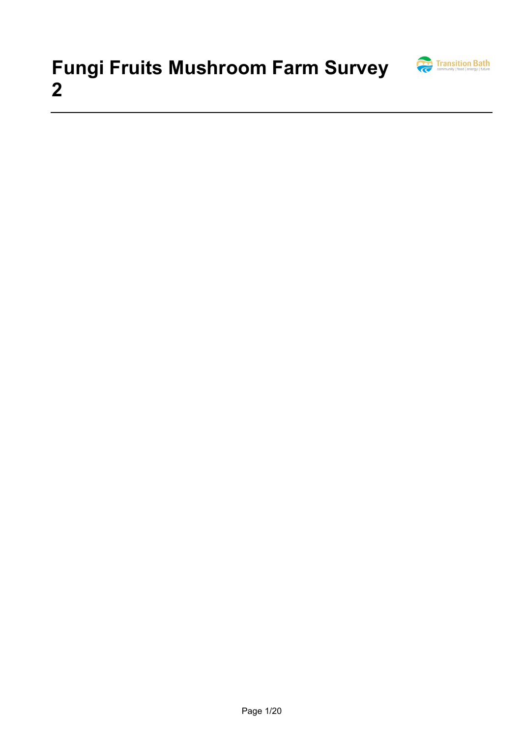# Fungi Fruits Mushroom Farm Survey 2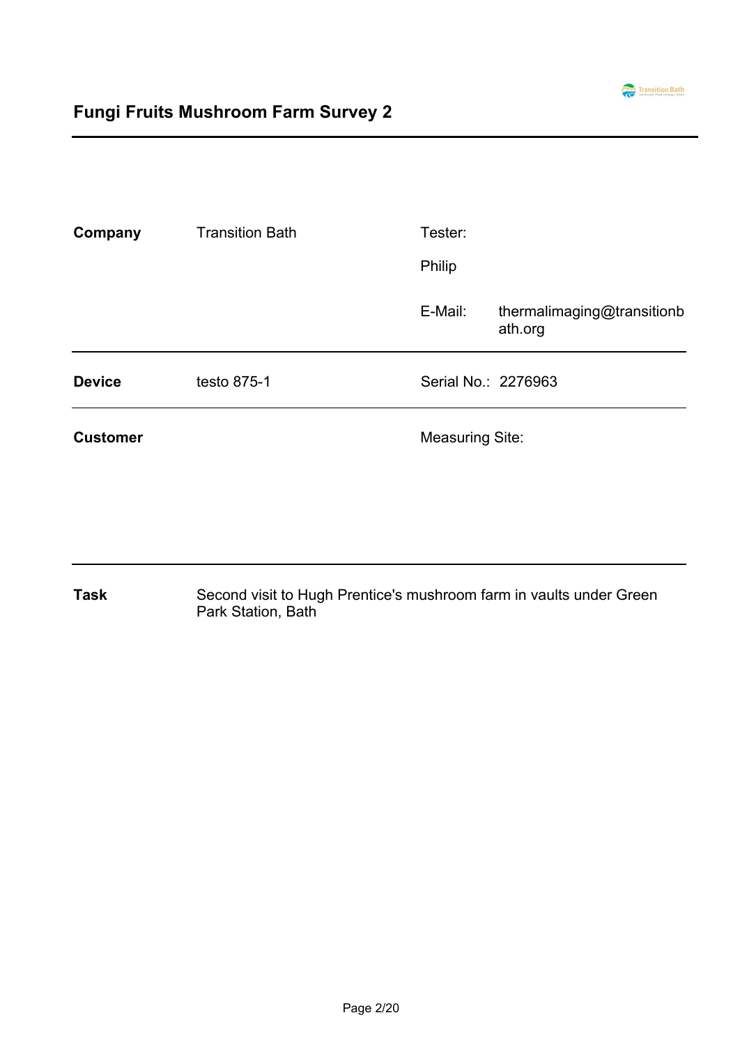# Fungi Fruits Mushroom Farm Survey 2

| | | | |
|---|---|---|---|
| **Company** | Transition Bath | Tester: | |
| | | Philip | |
| | | E-Mail: | thermalimaging@transitionbath.org |
| **Device** | testo 875-1 | Serial No.: | 2276963 |
| **Customer** | | Measuring Site: | |
| **Task** | Second visit to Hugh Prentice's mushroom farm in vaults under Green Park Station, Bath | | |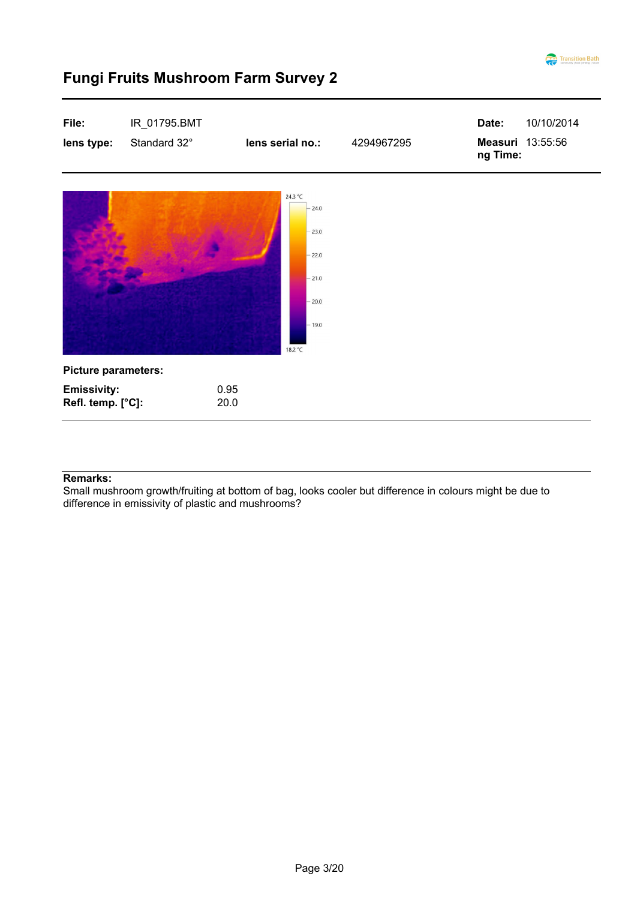# Fungi Fruits Mushroom Farm Survey 2

| File: | IR_01795.BMT | | | Date: | 10/10/2014 |
|---|---|---|---|---|---|
| lens type: | Standard 32° | lens serial no.: | 4294967295 | Measuring Time: | 13:55:56 |

**Picture parameters:**

| | |
|---|---|
| **Emissivity:** | 0.95 |
| **Refl. temp. [°C]:** | 20.0 |

**Remarks:**
Small mushroom growth/fruiting at bottom of bag, looks cooler but difference in colours might be due to difference in emissivity of plastic and mushrooms?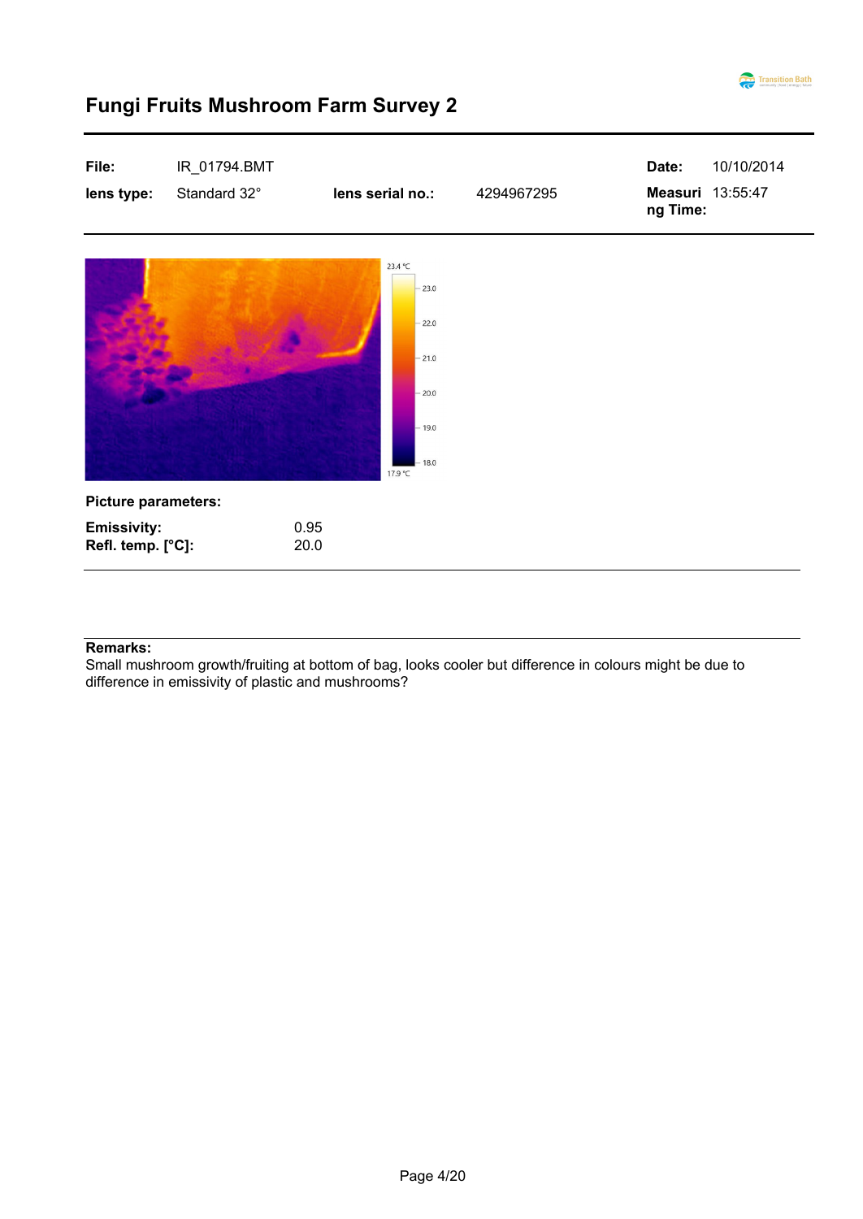# Fungi Fruits Mushroom Farm Survey 2

| **File:** | IR_01794.BMT | | | **Date:** | 10/10/2014 |
|---|---|---|---|---|---|
| **lens type:** | Standard 32° | **lens serial no.:** | 4294967295 | **Measuring Time:** | 13:55:47 |

**Picture parameters:**

| | |
|---|---|
| **Emissivity:** | 0.95 |
| **Refl. temp. [°C]:** | 20.0 |

**Remarks:**
Small mushroom growth/fruiting at bottom of bag, looks cooler but difference in colours might be due to difference in emissivity of plastic and mushrooms?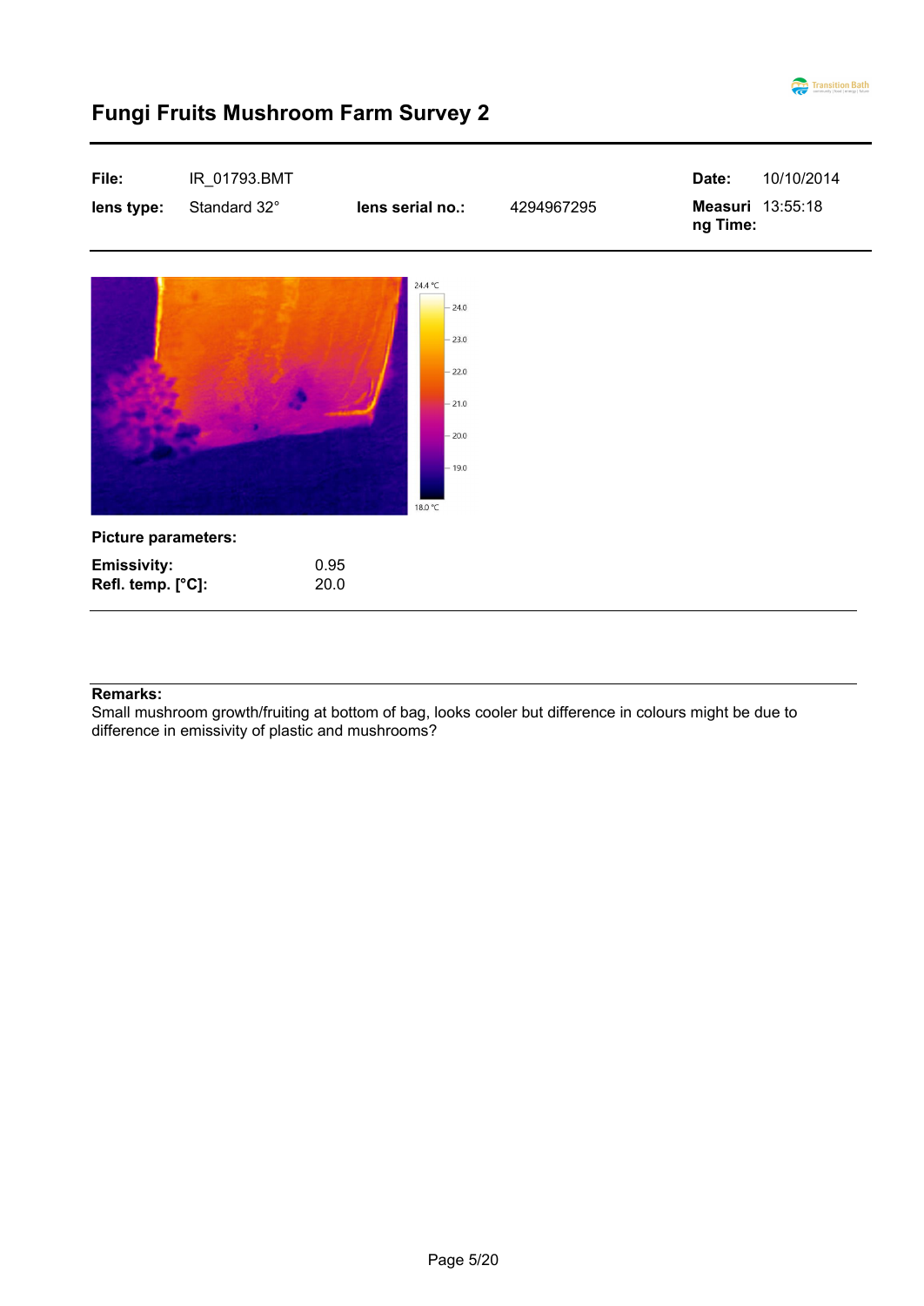# Fungi Fruits Mushroom Farm Survey 2

| **File:** | IR_01793.BMT | | | **Date:** | 10/10/2014 |
|---|---|---|---|---|---|
| **lens type:** | Standard 32° | **lens serial no.:** | 4294967295 | **Measuring Time:** | 13:55:18 |

24.4 °C

24.0

23.0

22.0

21.0

20.0

19.0

18.0 °C

**Picture parameters:**

| | |
|---|---|
| **Emissivity:** | 0.95 |
| **Refl. temp. [°C]:** | 20.0 |

**Remarks:**
Small mushroom growth/fruiting at bottom of bag, looks cooler but difference in colours might be due to difference in emissivity of plastic and mushrooms?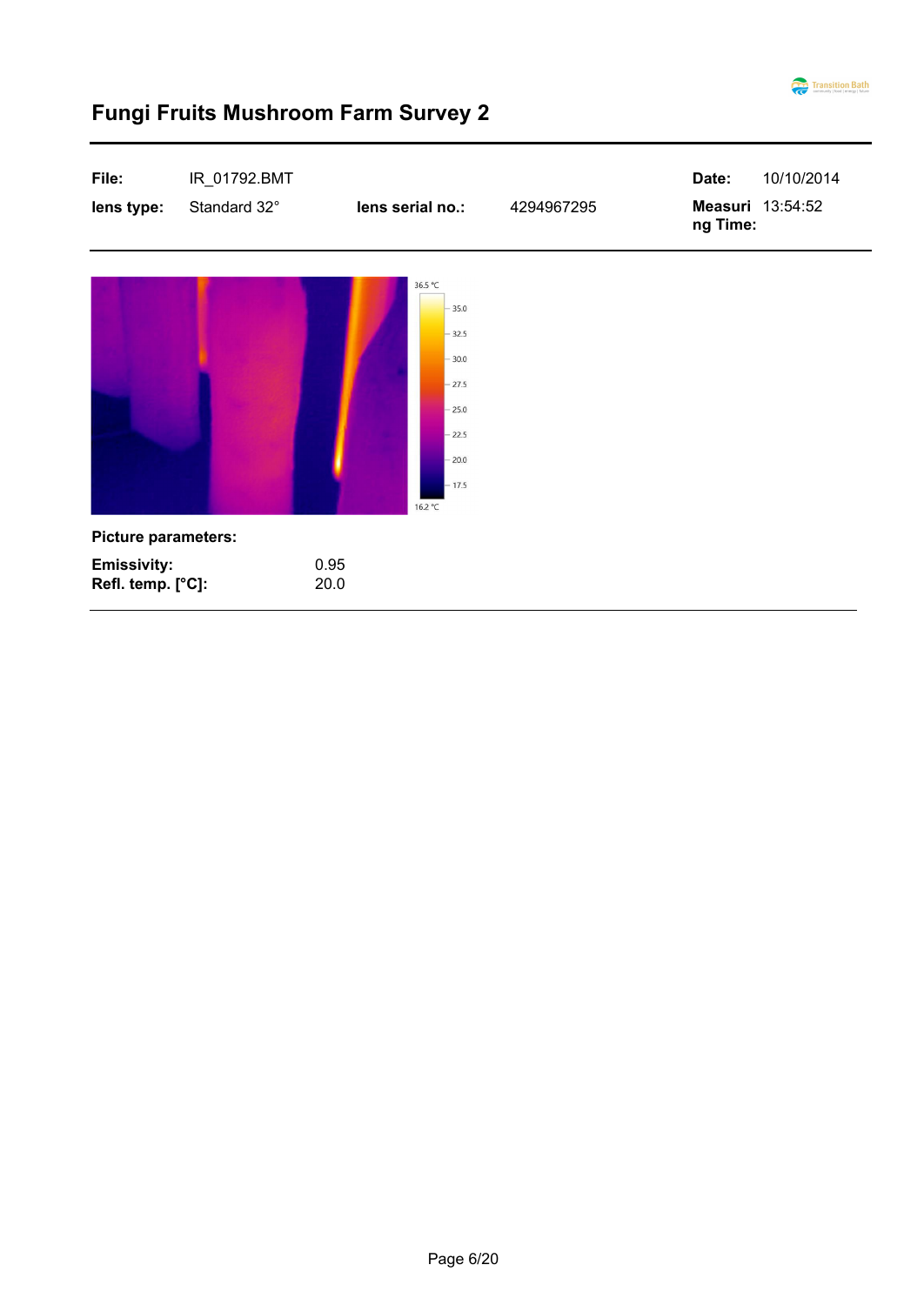# Fungi Fruits Mushroom Farm Survey 2

| File: | IR_01792.BMT | | | Date: | 10/10/2014 |
|---|---|---|---|---|---|
| lens type: | Standard 32° | lens serial no.: | 4294967295 | Measuring Time: | 13:54:52 |

**Picture parameters:**

| | |
|---|---|
| **Emissivity:** | 0.95 |
| **Refl. temp. [°C]:** | 20.0 |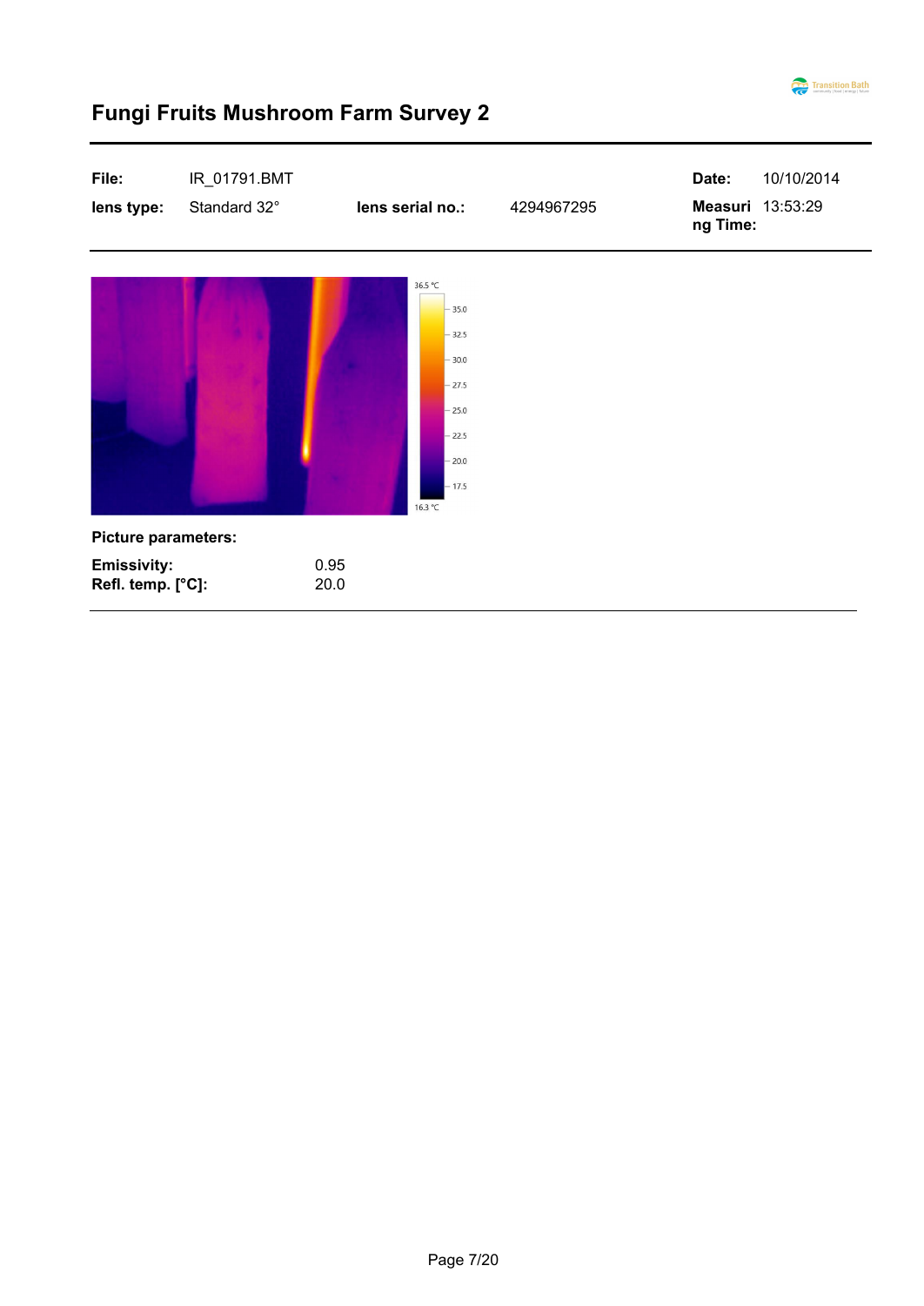# Fungi Fruits Mushroom Farm Survey 2

| File: | IR_01791.BMT | | | Date: | 10/10/2014 |
|---|---|---|---|---|---|
| lens type: | Standard 32° | lens serial no.: | 4294967295 | Measuring Time: | 13:53:29 |

**Picture parameters:**

| | |
|---|---|
| **Emissivity:** | 0.95 |
| **Refl. temp. [°C]:** | 20.0 |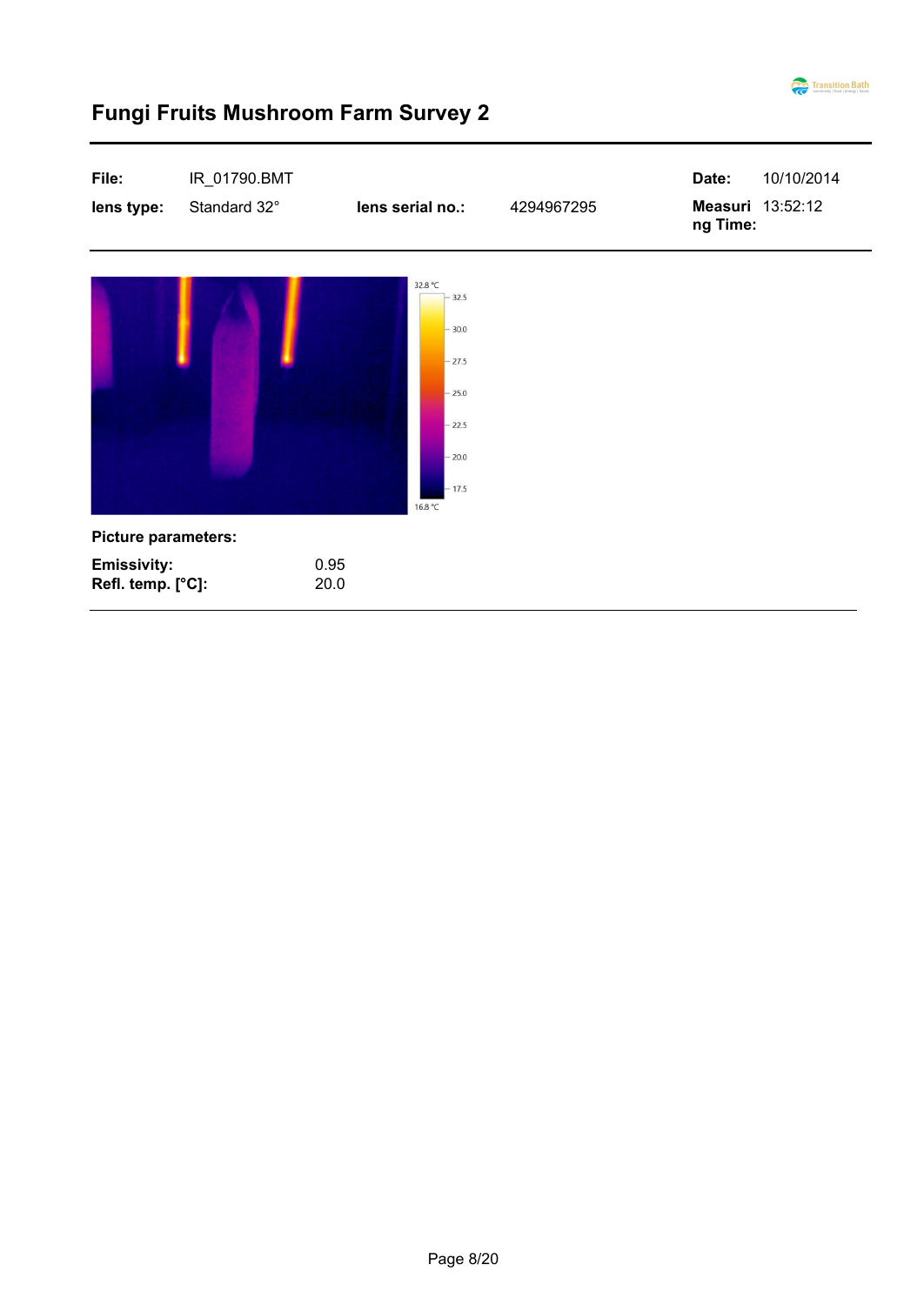# Fungi Fruits Mushroom Farm Survey 2

| File: | IR_01790.BMT | | | Date: | 10/10/2014 |
|---|---|---|---|---|---|
| lens type: | Standard 32° | lens serial no.: | 4294967295 | Measuring Time: | 13:52:12 |

**Picture parameters:**

| | |
|---|---|
| **Emissivity:** | 0.95 |
| **Refl. temp. [°C]:** | 20.0 |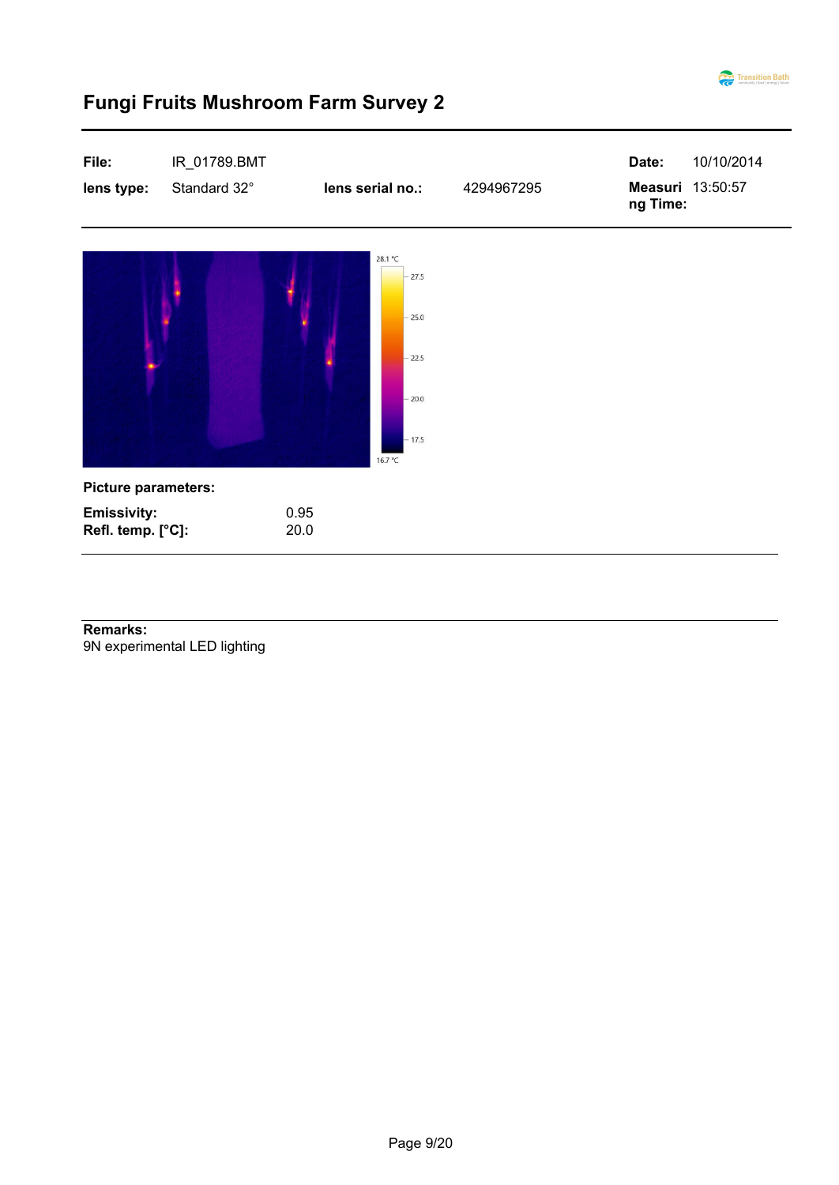# Fungi Fruits Mushroom Farm Survey 2

| File: | IR_01789.BMT | | | Date: | 10/10/2014 |
|---|---|---|---|---|---|
| lens type: | Standard 32° | lens serial no.: | 4294967295 | Measuring Time: | 13:50:57 |

**Picture parameters:**

| | |
|---|---|
| **Emissivity:** | 0.95 |
| **Refl. temp. [°C]:** | 20.0 |

**Remarks:**
9N experimental LED lighting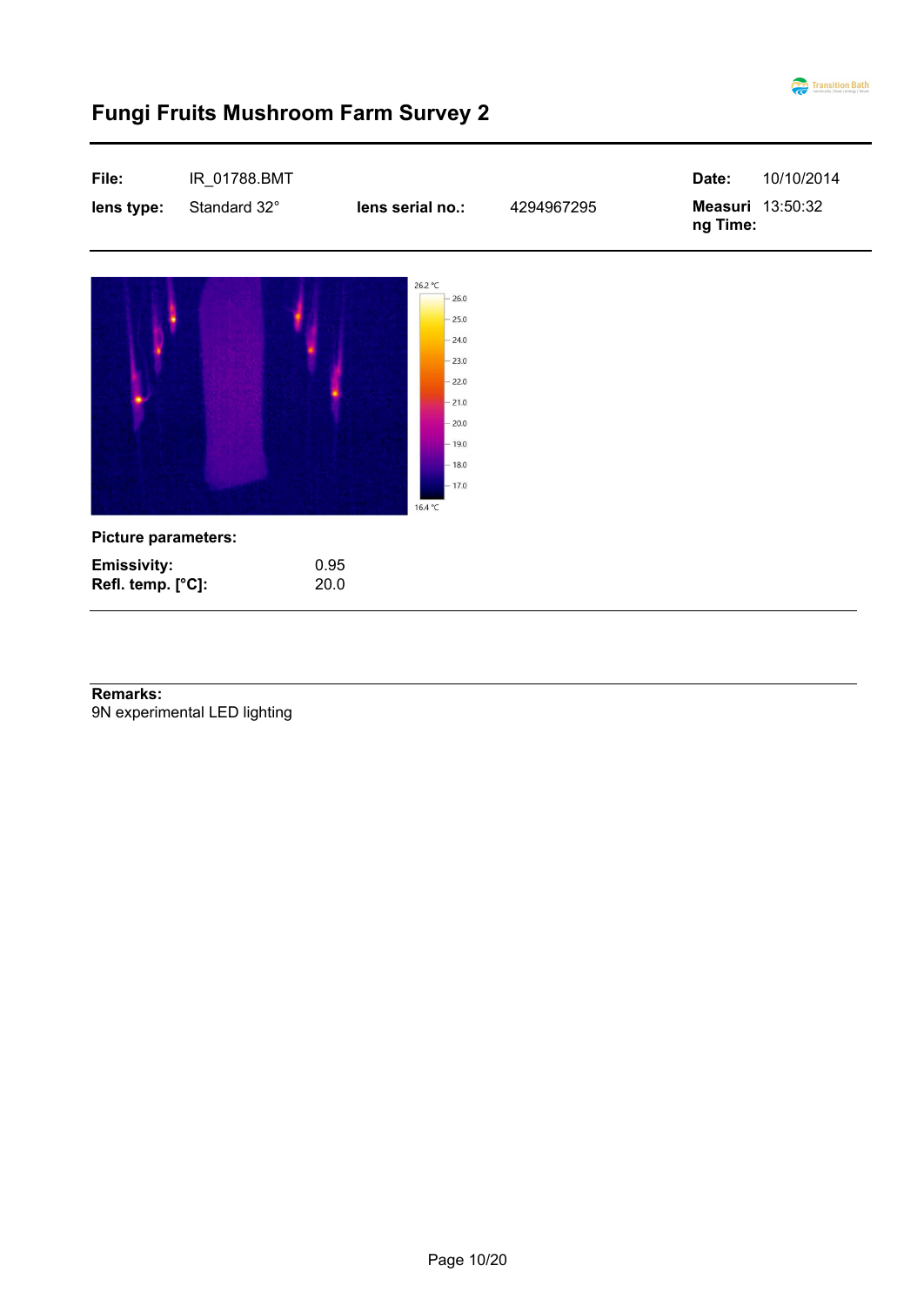# Fungi Fruits Mushroom Farm Survey 2

| **File:** | IR_01788.BMT | | | **Date:** | 10/10/2014 |
|---|---|---|---|---|---|
| **lens type:** | Standard 32° | **lens serial no.:** | 4294967295 | **Measuring Time:** | 13:50:32 |

**Picture parameters:**

| | |
|---|---|
| **Emissivity:** | 0.95 |
| **Refl. temp. [°C]:** | 20.0 |

**Remarks:**
9N experimental LED lighting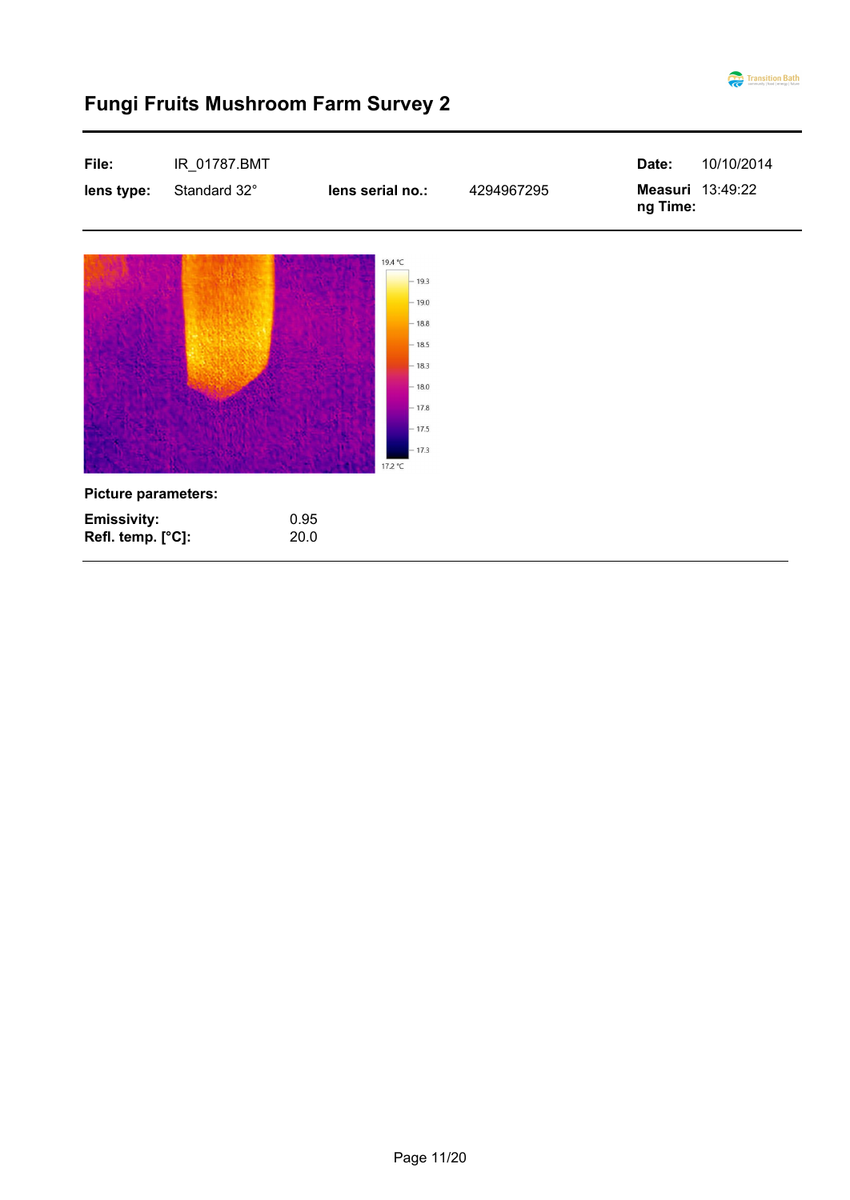# Fungi Fruits Mushroom Farm Survey 2

| File: | IR_01787.BMT | | | Date: | 10/10/2014 |
| --- | --- | --- | --- | --- | --- |
| lens type: | Standard 32° | lens serial no.: | 4294967295 | Measuring Time: | 13:49:22 |

**Picture parameters:**

| | |
| --- | --- |
| **Emissivity:** | 0.95 |
| **Refl. temp. [°C]:** | 20.0 |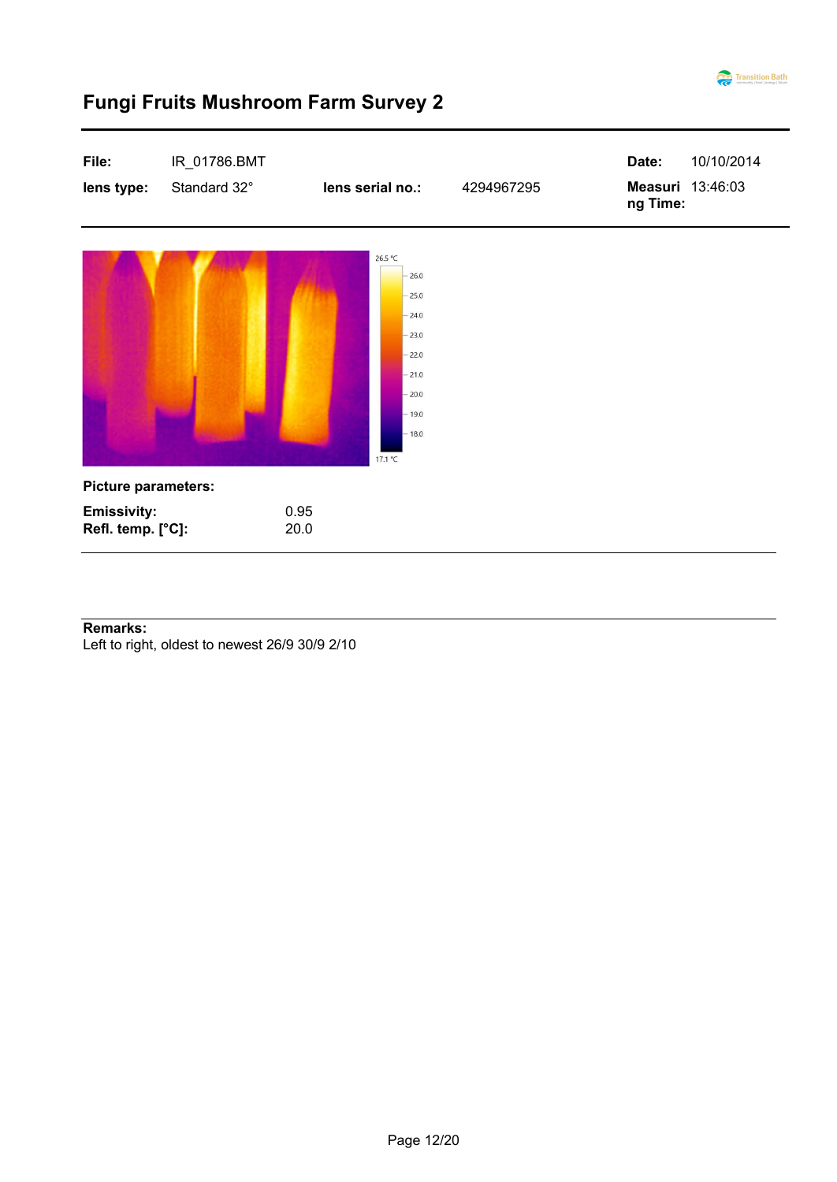# Fungi Fruits Mushroom Farm Survey 2

| | | | | | |
|---|---|---|---|---|---|
| **File:** | IR_01786.BMT | | | **Date:** | 10/10/2014 |
| **lens type:** | Standard 32° | **lens serial no.:** | 4294967295 | **Measuring Time:** | 13:46:03 |

26.5 °C

26.0
25.0
24.0
23.0
22.0
21.0
20.0
19.0
18.0

17.1 °C

**Picture parameters:**

| | |
|---|---|
| **Emissivity:** | 0.95 |
| **Refl. temp. [°C]:** | 20.0 |

**Remarks:**

Left to right, oldest to newest 26/9 30/9 2/10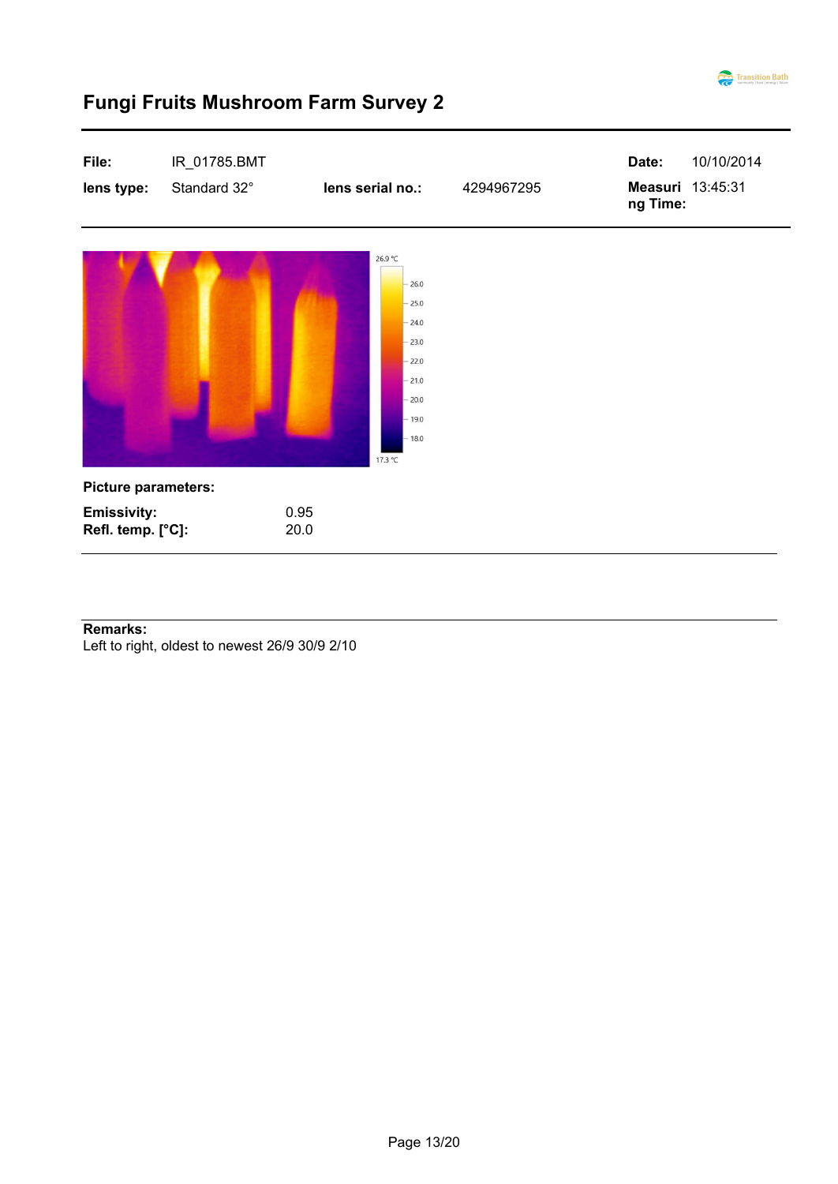# Fungi Fruits Mushroom Farm Survey 2

| | | | | | |
|---|---|---|---|---|---|
| **File:** | IR_01785.BMT | | | **Date:** | 10/10/2014 |
| **lens type:** | Standard 32° | **lens serial no.:** | 4294967295 | **Measuring Time:** | 13:45:31 |

26.9 °C

26.0
25.0
24.0
23.0
22.0
21.0
20.0
19.0
18.0

17.3 °C

**Picture parameters:**

| | |
|---|---|
| **Emissivity:** | 0.95 |
| **Refl. temp. [°C]:** | 20.0 |

**Remarks:**
Left to right, oldest to newest 26/9 30/9 2/10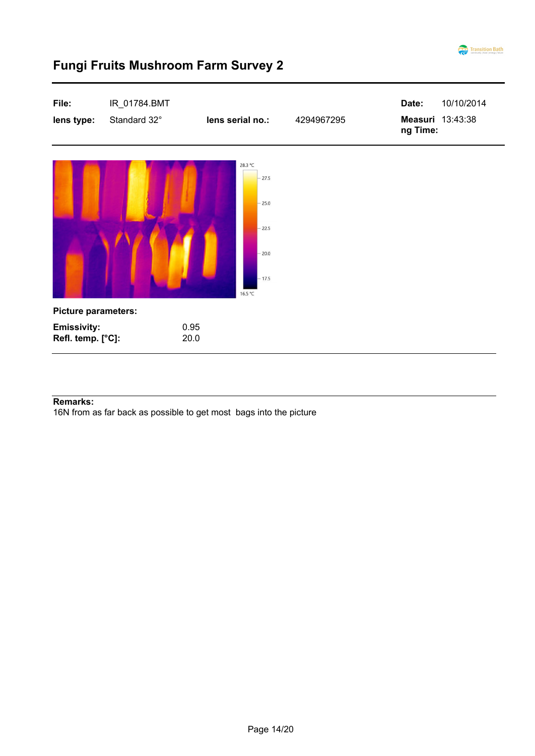# Fungi Fruits Mushroom Farm Survey 2

| File: | IR_01784.BMT | | | Date: | 10/10/2014 |
|---|---|---|---|---|---|
| lens type: | Standard 32° | lens serial no.: | 4294967295 | Measuring Time: | 13:43:38 |

**Picture parameters:**

| | |
|---|---|
| **Emissivity:** | 0.95 |
| **Refl. temp. [°C]:** | 20.0 |

**Remarks:**
16N from as far back as possible to get most bags into the picture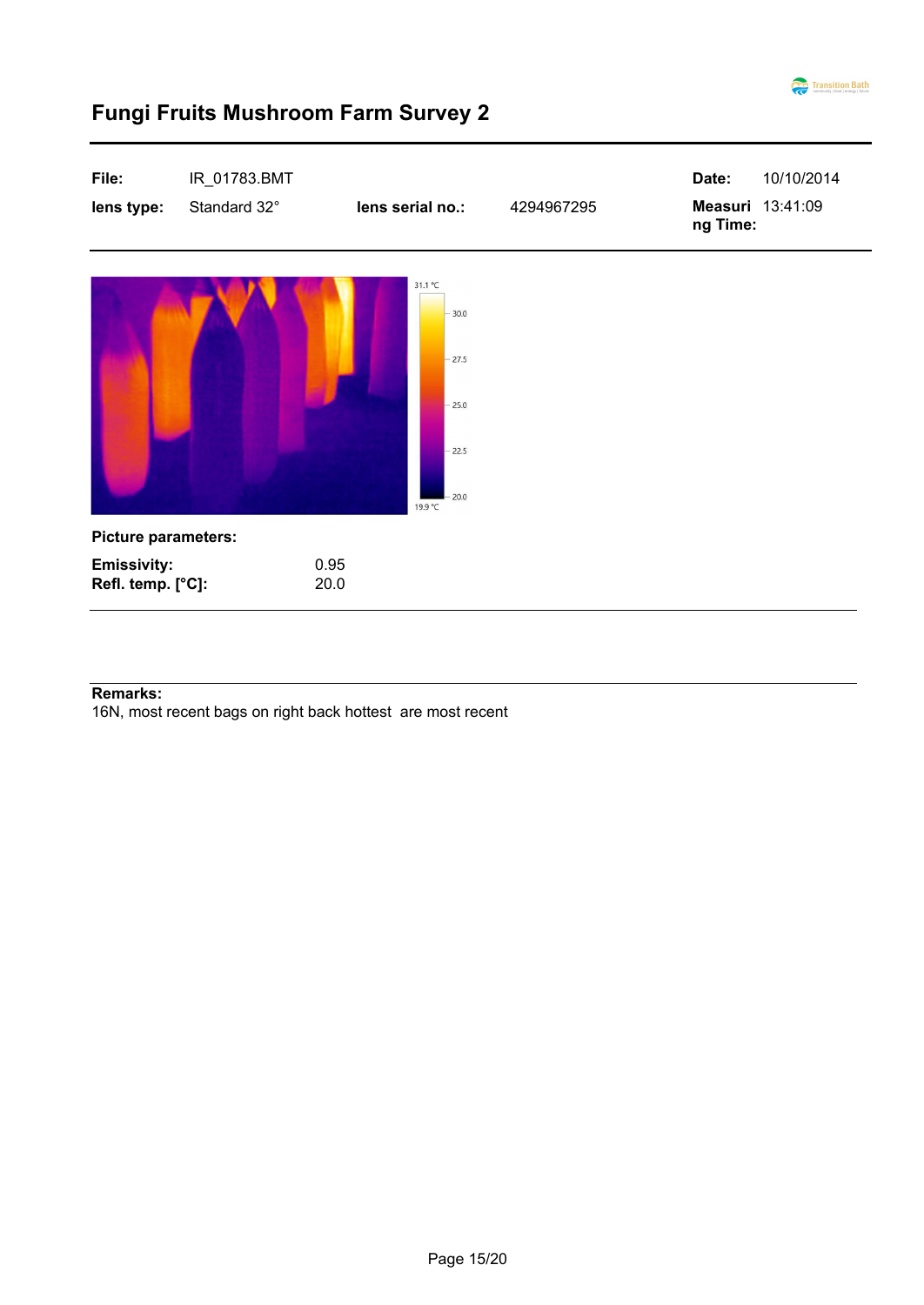# Fungi Fruits Mushroom Farm Survey 2

| | | | | | |
|---|---|---|---|---|---|
| **File:** | IR_01783.BMT | | | **Date:** | 10/10/2014 |
| **lens type:** | Standard 32° | **lens serial no.:** | 4294967295 | **Measuring Time:** | 13:41:09 |

**Picture parameters:**

| | |
|---|---|
| **Emissivity:** | 0.95 |
| **Refl. temp. [°C]:** | 20.0 |

**Remarks:**
16N, most recent bags on right back hottest are most recent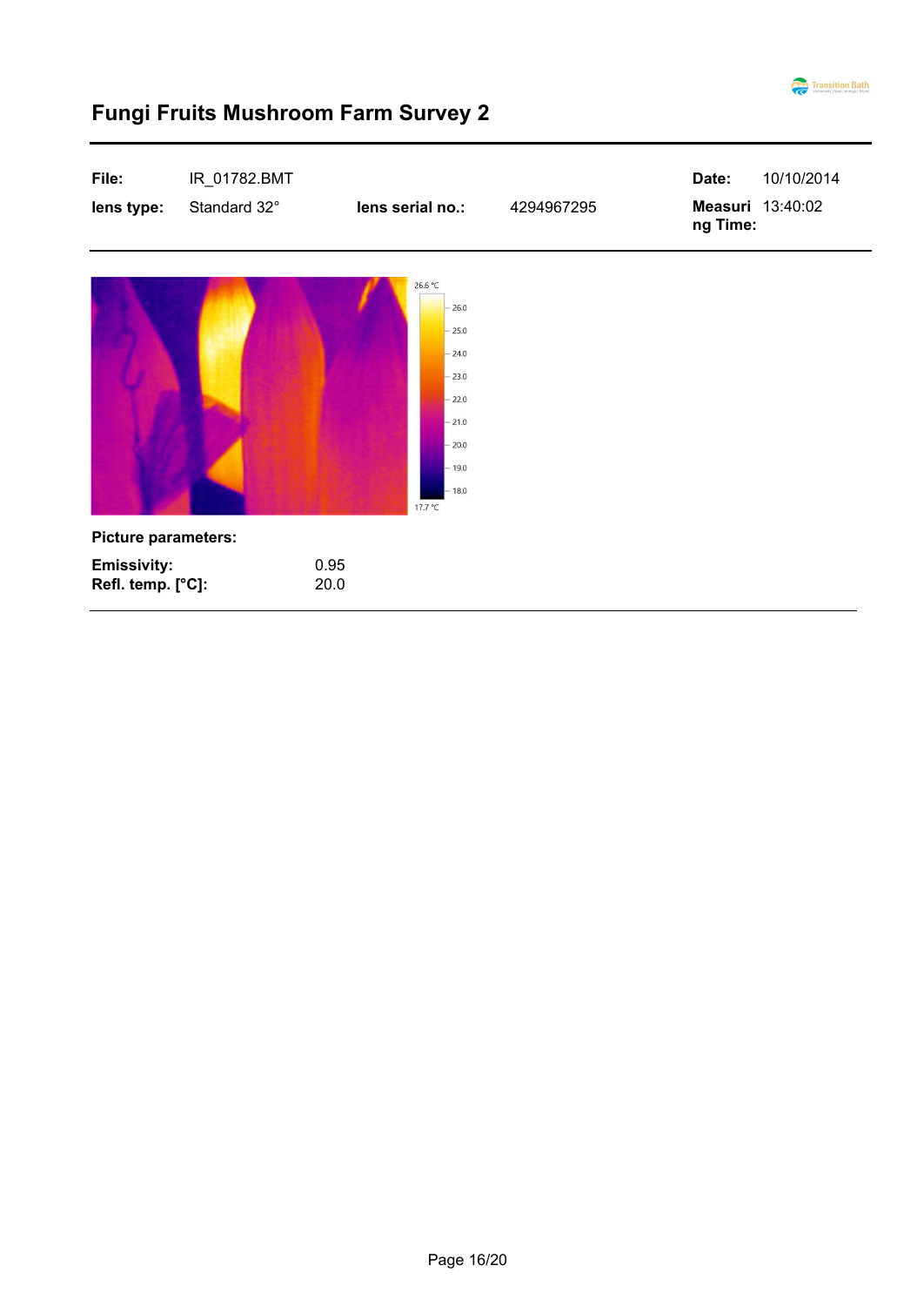# Fungi Fruits Mushroom Farm Survey 2

| **File:** | IR_01782.BMT | | | **Date:** | 10/10/2014 |
|---|---|---|---|---|---|
| **lens type:** | Standard 32° | **lens serial no.:** | 4294967295 | **Measuring Time:** | 13:40:02 |

**Picture parameters:**

| | |
|---|---|
| **Emissivity:** | 0.95 |
| **Refl. temp. [°C]:** | 20.0 |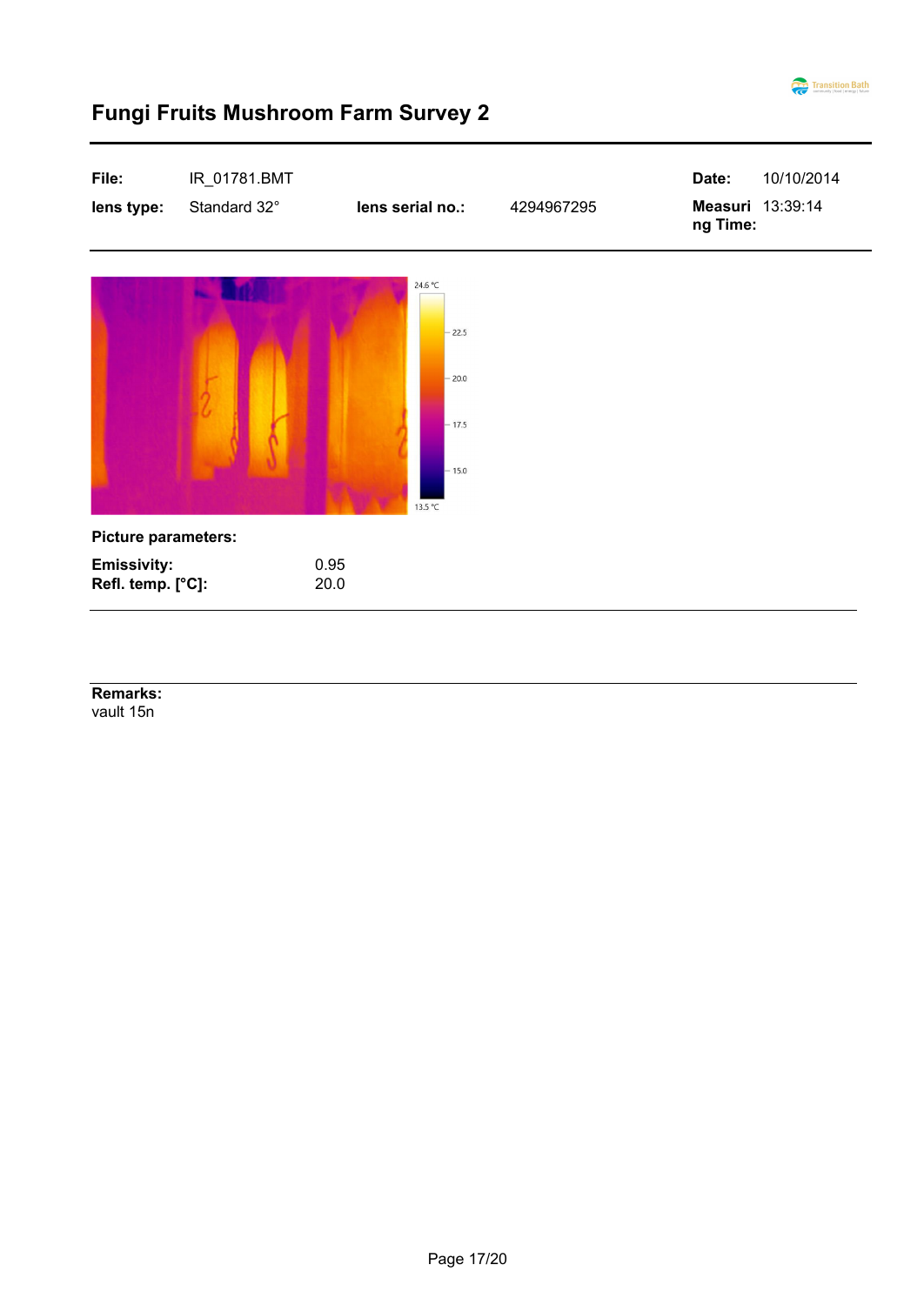# Fungi Fruits Mushroom Farm Survey 2

| File: | IR_01781.BMT | | | Date: | 10/10/2014 |
|---|---|---|---|---|---|
| lens type: | Standard 32° | lens serial no.: | 4294967295 | Measuring Time: | 13:39:14 |

24.6 °C

22.5

20.0

17.5

15.0

13.5 °C

**Picture parameters:**

| | |
|---|---|
| **Emissivity:** | 0.95 |
| **Refl. temp. [°C]:** | 20.0 |

**Remarks:**
vault 15n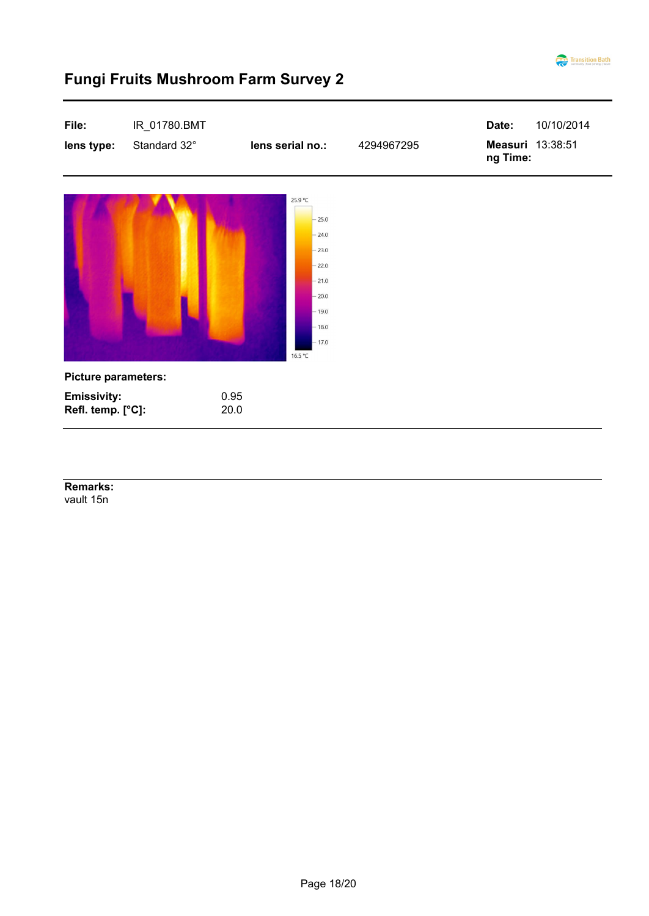# Fungi Fruits Mushroom Farm Survey 2

| | | | | | |
|---|---|---|---|---|---|
| **File:** | IR_01780.BMT | | | **Date:** | 10/10/2014 |
| **lens type:** | Standard 32° | **lens serial no.:** | 4294967295 | **Measuring Time:** | 13:38:51 |

25.9 °C
25.0
24.0
23.0
22.0
21.0
20.0
19.0
18.0
17.0
16.5 °C

**Picture parameters:**

| | |
|---|---|
| **Emissivity:** | 0.95 |
| **Refl. temp. [°C]:** | 20.0 |

**Remarks:**
vault 15n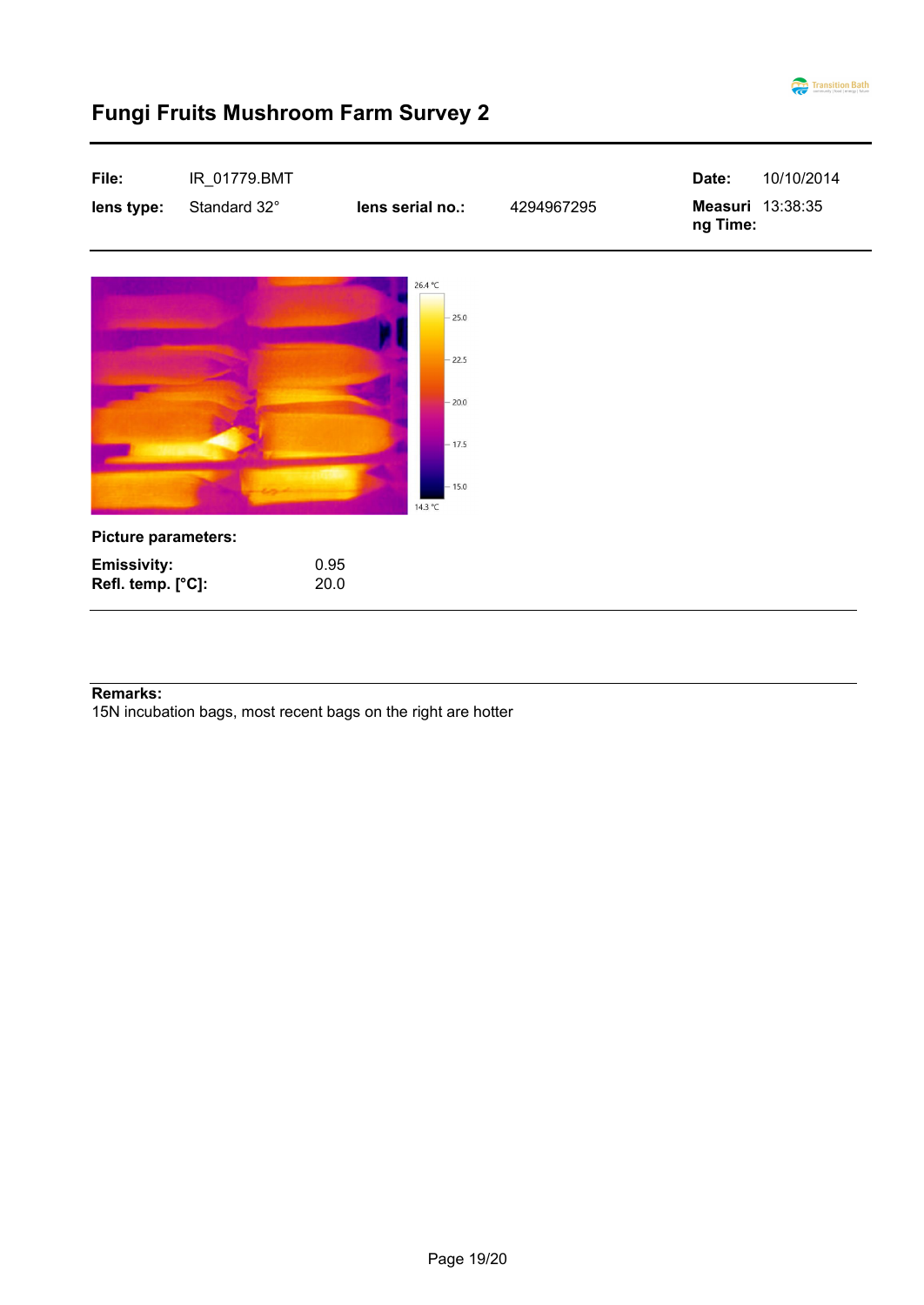# Fungi Fruits Mushroom Farm Survey 2

| File: | IR_01779.BMT | | | Date: | 10/10/2014 |
|---|---|---|---|---|---|
| lens type: | Standard 32° | lens serial no.: | 4294967295 | Measuring Time: | 13:38:35 |

26.4 °C
25.0
22.5
20.0
17.5
15.0
14.3 °C

**Picture parameters:**

| | |
|---|---|
| **Emissivity:** | 0.95 |
| **Refl. temp. [°C]:** | 20.0 |

**Remarks:**
15N incubation bags, most recent bags on the right are hotter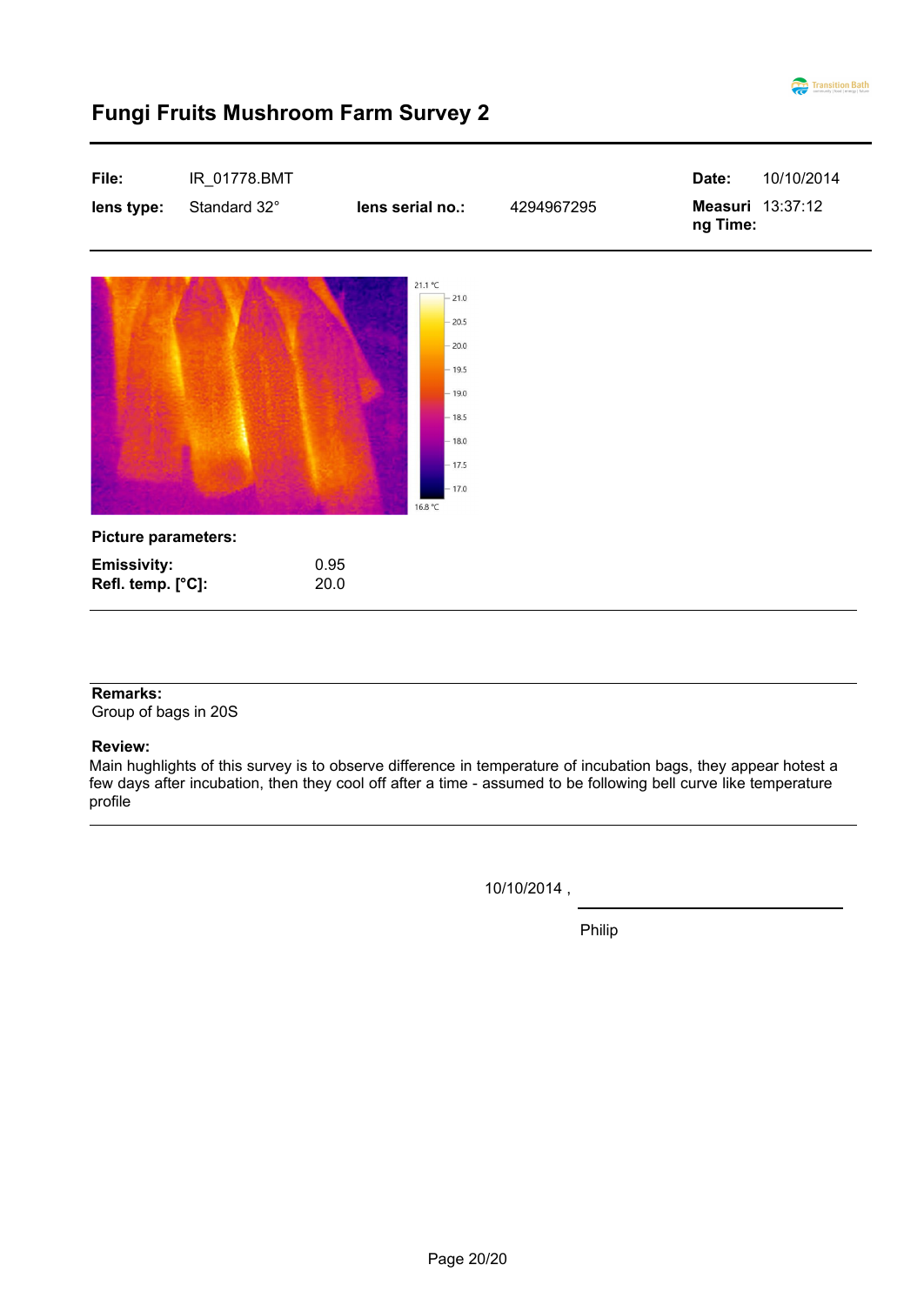# Fungi Fruits Mushroom Farm Survey 2

| | | | | | |
|---|---|---|---|---|---|
| **File:** | IR_01778.BMT | | | **Date:** | 10/10/2014 |
| **lens type:** | Standard 32° | **lens serial no.:** | 4294967295 | **Measuring Time:** | 13:37:12 |

21.1 °C
21.0
20.5
20.0
19.5
19.0
18.5
18.0
17.5
17.0
16.8 °C

**Picture parameters:**

| | |
|---|---|
| **Emissivity:** | 0.95 |
| **Refl. temp. [°C]:** | 20.0 |

**Remarks:**
Group of bags in 20S

**Review:**
Main hughlights of this survey is to observe difference in temperature of incubation bags, they appear hotest a few days after incubation, then they cool off after a time - assumed to be following bell curve like temperature profile

10/10/2014 ,

Philip